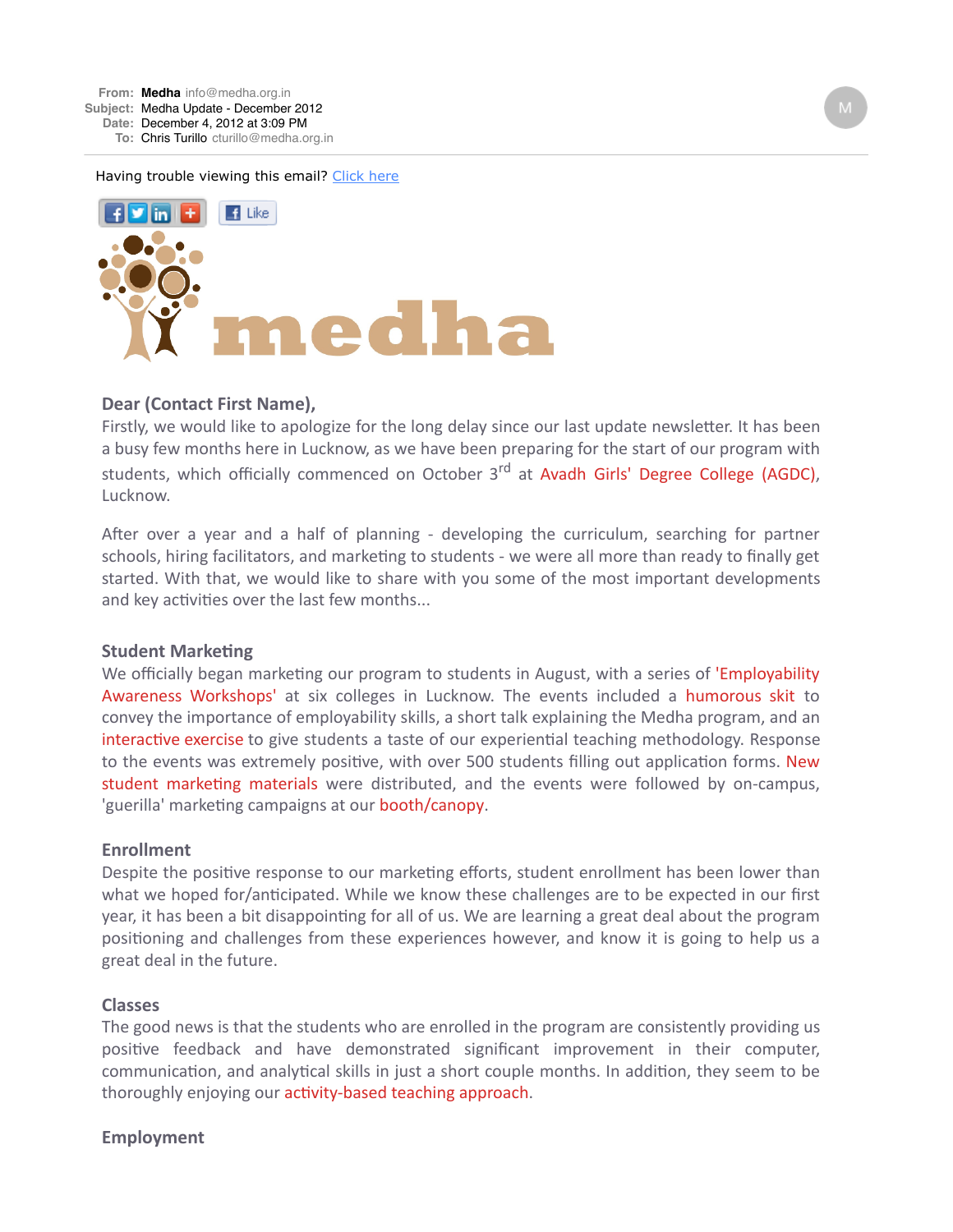**From:** **Medha** info@medha.org.in
**Subject:** Medha Update - December 2012
**Date:** December 4, 2012 at 3:09 PM
**To:** Chris Turillo cturillo@medha.org.in

Having trouble viewing this email? Click here

Like

medha

**Dear (Contact First Name),**

Firstly, we would like to apologize for the long delay since our last update newsletter. It has been a busy few months here in Lucknow, as we have been preparing for the start of our program with students, which officially commenced on October 3rd at Avadh Girls' Degree College (AGDC), Lucknow.

After over a year and a half of planning - developing the curriculum, searching for partner schools, hiring facilitators, and marketing to students - we were all more than ready to finally get started. With that, we would like to share with you some of the most important developments and key activities over the last few months...

### Student Marketing

We officially began marketing our program to students in August, with a series of 'Employability Awareness Workshops' at six colleges in Lucknow. The events included a humorous skit to convey the importance of employability skills, a short talk explaining the Medha program, and an interactive exercise to give students a taste of our experiential teaching methodology. Response to the events was extremely positive, with over 500 students filling out application forms. New student marketing materials were distributed, and the events were followed by on-campus, 'guerilla' marketing campaigns at our booth/canopy.

### Enrollment

Despite the positive response to our marketing efforts, student enrollment has been lower than what we hoped for/anticipated. While we know these challenges are to be expected in our first year, it has been a bit disappointing for all of us. We are learning a great deal about the program positioning and challenges from these experiences however, and know it is going to help us a great deal in the future.

### Classes

The good news is that the students who are enrolled in the program are consistently providing us positive feedback and have demonstrated significant improvement in their computer, communication, and analytical skills in just a short couple months. In addition, they seem to be thoroughly enjoying our activity-based teaching approach.

### Employment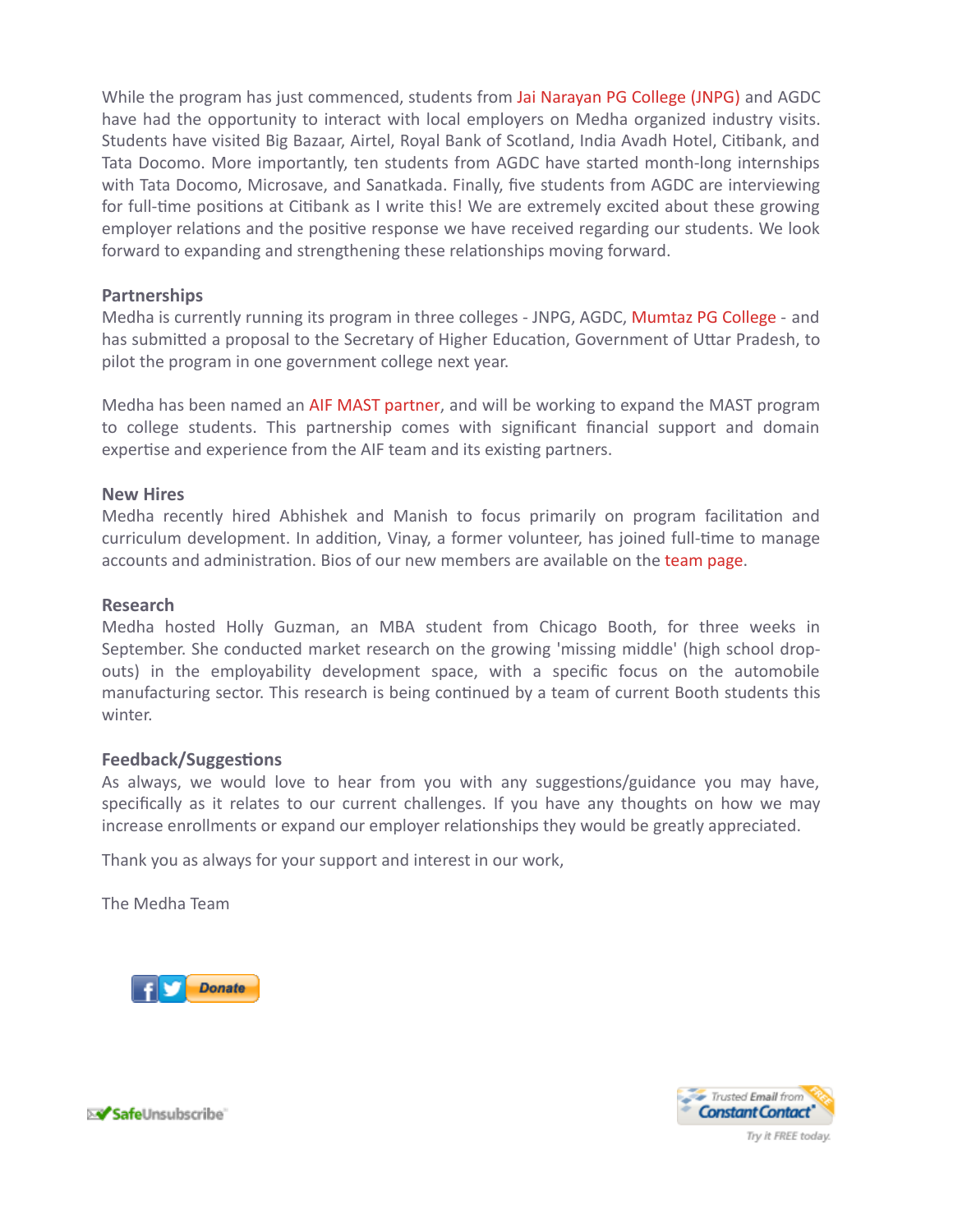While the program has just commenced, students from Jai Narayan PG College (JNPG) and AGDC have had the opportunity to interact with local employers on Medha organized industry visits. Students have visited Big Bazaar, Airtel, Royal Bank of Scotland, India Avadh Hotel, Citibank, and Tata Docomo. More importantly, ten students from AGDC have started month-long internships with Tata Docomo, Microsave, and Sanatkada. Finally, five students from AGDC are interviewing for full-time positions at Citibank as I write this! We are extremely excited about these growing employer relations and the positive response we have received regarding our students. We look forward to expanding and strengthening these relationships moving forward.

**Partnerships**

Medha is currently running its program in three colleges - JNPG, AGDC, Mumtaz PG College - and has submitted a proposal to the Secretary of Higher Education, Government of Uttar Pradesh, to pilot the program in one government college next year.

Medha has been named an AIF MAST partner, and will be working to expand the MAST program to college students. This partnership comes with significant financial support and domain expertise and experience from the AIF team and its existing partners.

**New Hires**

Medha recently hired Abhishek and Manish to focus primarily on program facilitation and curriculum development. In addition, Vinay, a former volunteer, has joined full-time to manage accounts and administration. Bios of our new members are available on the team page.

**Research**

Medha hosted Holly Guzman, an MBA student from Chicago Booth, for three weeks in September. She conducted market research on the growing 'missing middle' (high school drop-outs) in the employability development space, with a specific focus on the automobile manufacturing sector. This research is being continued by a team of current Booth students this winter.

**Feedback/Suggestions**

As always, we would love to hear from you with any suggestions/guidance you may have, specifically as it relates to our current challenges. If you have any thoughts on how we may increase enrollments or expand our employer relationships they would be greatly appreciated.

Thank you as always for your support and interest in our work,

The Medha Team

Donate

SafeUnsubscribe

Trusted Email from Constant Contact
Try it FREE today.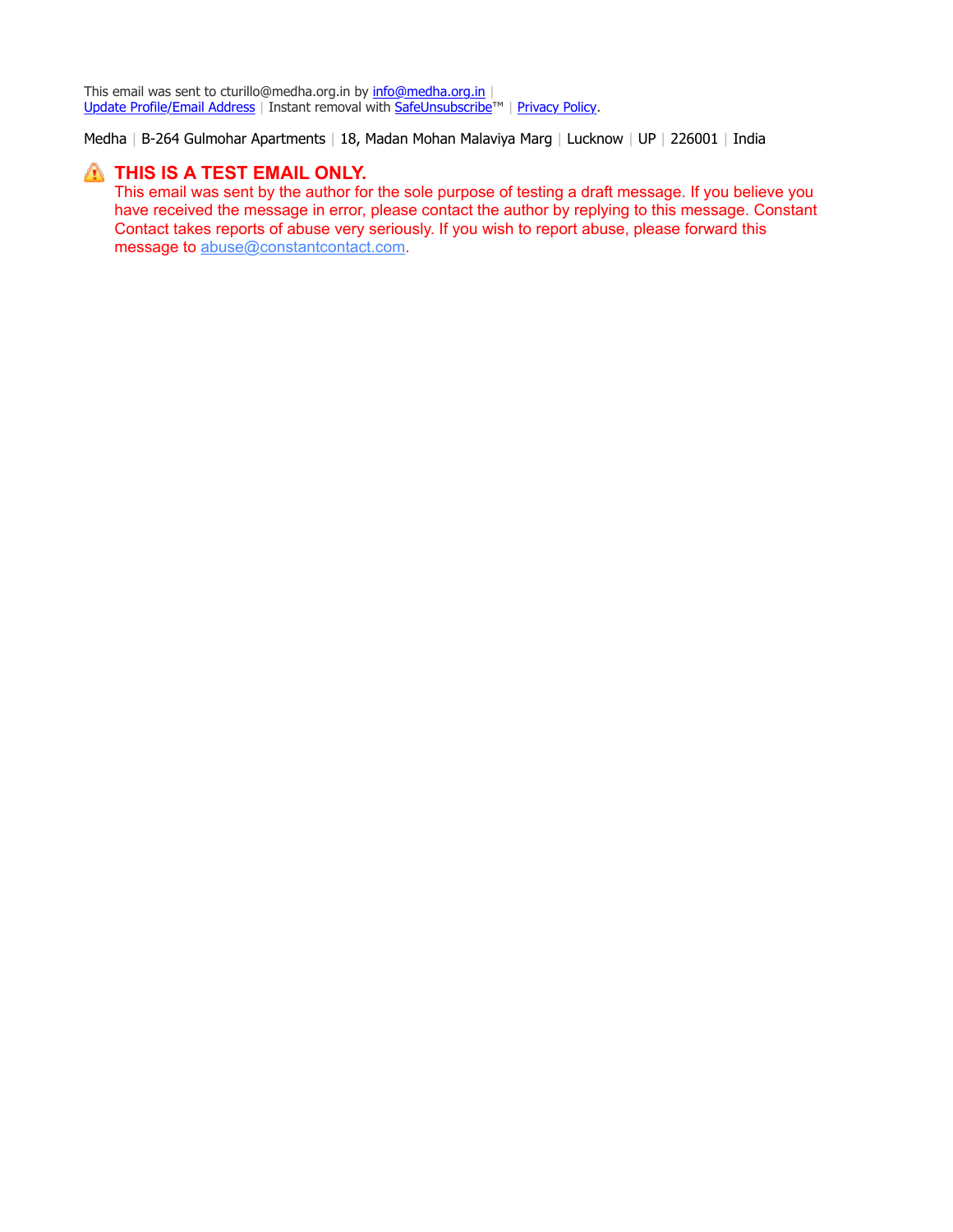This email was sent to cturillo@medha.org.in by info@medha.org.in |
Update Profile/Email Address | Instant removal with SafeUnsubscribe™ | Privacy Policy.

Medha | B-264 Gulmohar Apartments | 18, Madan Mohan Malaviya Marg | Lucknow | UP | 226001 | India

**THIS IS A TEST EMAIL ONLY.**
This email was sent by the author for the sole purpose of testing a draft message. If you believe you have received the message in error, please contact the author by replying to this message. Constant Contact takes reports of abuse very seriously. If you wish to report abuse, please forward this message to abuse@constantcontact.com.